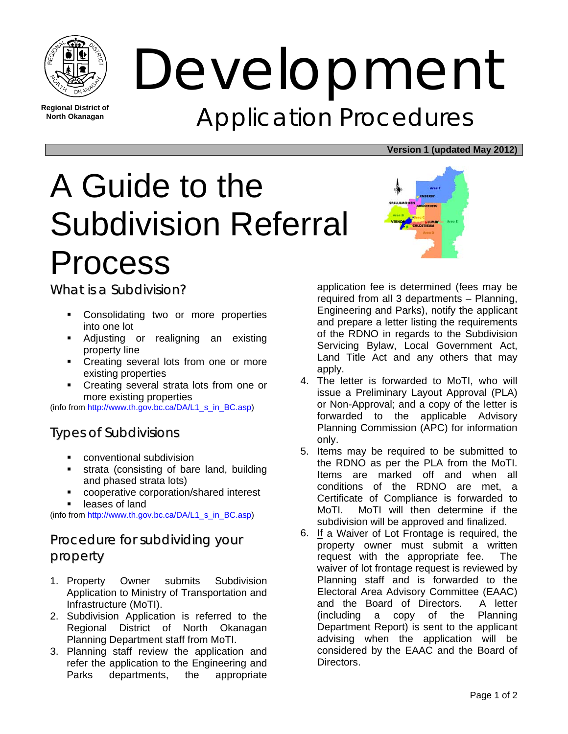Regional District of North Okanagan

# Development

## Application Procedures

**Version 1 (updated May 2012)**

# A Guide to the Subdivision Referral Process

## What is a Subdivision?

- Consolidating two or more properties into one lot
- Adjusting or realigning an existing property line
- Creating several lots from one or more existing properties
- Creating several strata lots from one or more existing properties

(info from http://www.th.gov.bc.ca/DA/L1_s_in_BC.asp)

## Types of Subdivisions

- conventional subdivision
- strata (consisting of bare land, building and phased strata lots)
- cooperative corporation/shared interest
- leases of land

(info from http://www.th.gov.bc.ca/DA/L1_s_in_BC.asp)

## Procedure for subdividing your property

1. Property Owner submits Subdivision Application to Ministry of Transportation and Infrastructure (MoTI).
2. Subdivision Application is referred to the Regional District of North Okanagan Planning Department staff from MoTI.
3. Planning staff review the application and refer the application to the Engineering and Parks departments, the appropriate application fee is determined (fees may be required from all 3 departments – Planning, Engineering and Parks), notify the applicant and prepare a letter listing the requirements of the RDNO in regards to the Subdivision Servicing Bylaw, Local Government Act, Land Title Act and any others that may apply.
4. The letter is forwarded to MoTI, who will issue a Preliminary Layout Approval (PLA) or Non-Approval; and a copy of the letter is forwarded to the applicable Advisory Planning Commission (APC) for information only.
5. Items may be required to be submitted to the RDNO as per the PLA from the MoTI. Items are marked off and when all conditions of the RDNO are met, a Certificate of Compliance is forwarded to MoTI. MoTI will then determine if the subdivision will be approved and finalized.
6. If a Waiver of Lot Frontage is required, the property owner must submit a written request with the appropriate fee. The waiver of lot frontage request is reviewed by Planning staff and is forwarded to the Electoral Area Advisory Committee (EAAC) and the Board of Directors. A letter (including a copy of the Planning Department Report) is sent to the applicant advising when the application will be considered by the EAAC and the Board of Directors.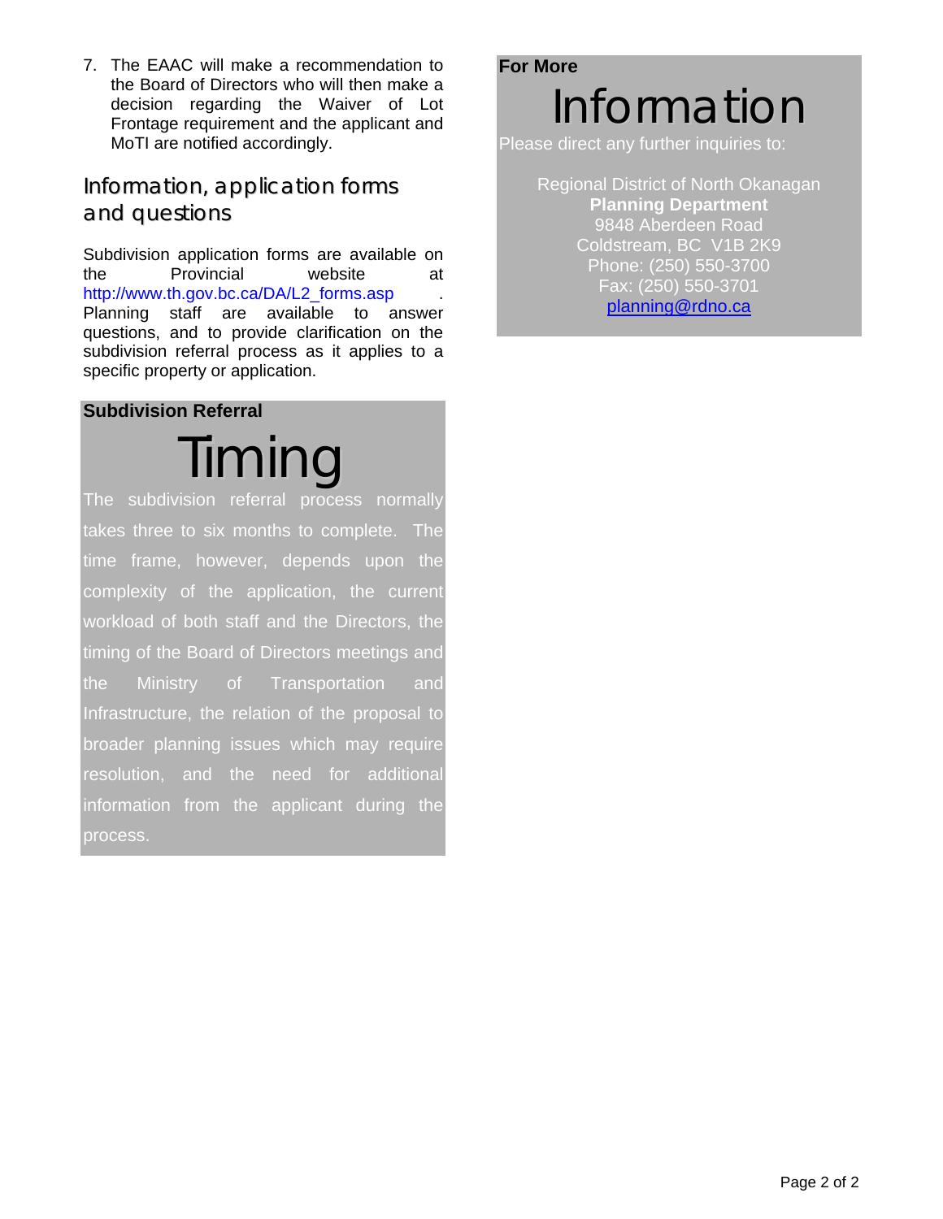7. The EAAC will make a recommendation to the Board of Directors who will then make a decision regarding the Waiver of Lot Frontage requirement and the applicant and MoTI are notified accordingly.

## Information, application forms and questions

Subdivision application forms are available on the Provincial website at http://www.th.gov.bc.ca/DA/L2_forms.asp . Planning staff are available to answer questions, and to provide clarification on the subdivision referral process as it applies to a specific property or application.

**Subdivision Referral**

# Timing

The subdivision referral process normally takes three to six months to complete. The time frame, however, depends upon the complexity of the application, the current workload of both staff and the Directors, the timing of the Board of Directors meetings and the Ministry of Transportation and Infrastructure, the relation of the proposal to broader planning issues which may require resolution, and the need for additional information from the applicant during the process.

**For More**

# Information

Please direct any further inquiries to:

Regional District of North Okanagan
**Planning Department**
9848 Aberdeen Road
Coldstream, BC V1B 2K9
Phone: (250) 550-3700
Fax: (250) 550-3701
planning@rdno.ca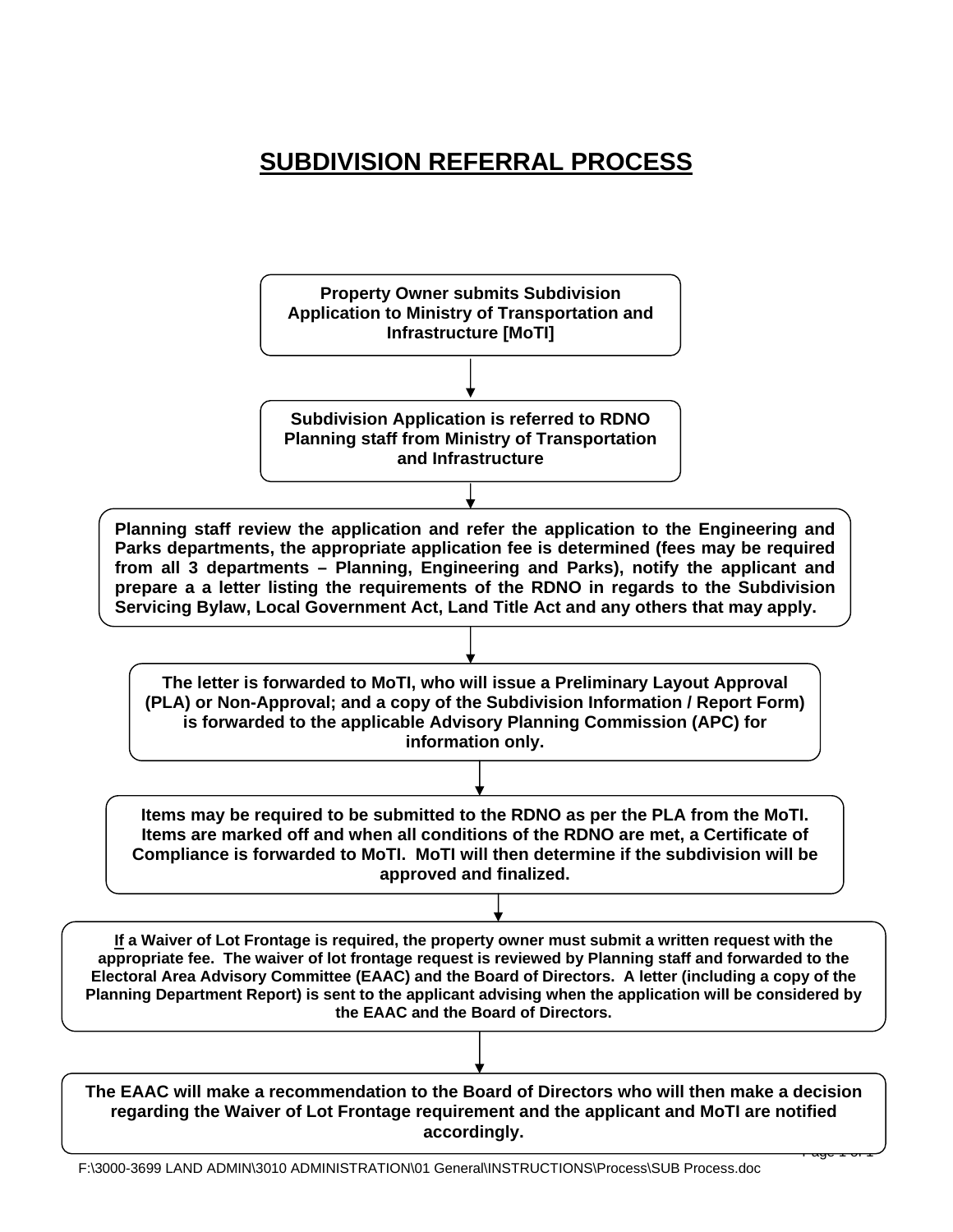# SUBDIVISION REFERRAL PROCESS

**Property Owner submits Subdivision Application to Ministry of Transportation and Infrastructure [MoTI]**

↓

**Subdivision Application is referred to RDNO Planning staff from Ministry of Transportation and Infrastructure**

↓

**Planning staff review the application and refer the application to the Engineering and Parks departments, the appropriate application fee is determined (fees may be required from all 3 departments – Planning, Engineering and Parks), notify the applicant and prepare a a letter listing the requirements of the RDNO in regards to the Subdivision Servicing Bylaw, Local Government Act, Land Title Act and any others that may apply.**

↓

**The letter is forwarded to MoTI, who will issue a Preliminary Layout Approval (PLA) or Non-Approval; and a copy of the Subdivision Information / Report Form) is forwarded to the applicable Advisory Planning Commission (APC) for information only.**

↓

**Items may be required to be submitted to the RDNO as per the PLA from the MoTI. Items are marked off and when all conditions of the RDNO are met, a Certificate of Compliance is forwarded to MoTI. MoTI will then determine if the subdivision will be approved and finalized.**

↓

**If a Waiver of Lot Frontage is required, the property owner must submit a written request with the appropriate fee. The waiver of lot frontage request is reviewed by Planning staff and forwarded to the Electoral Area Advisory Committee (EAAC) and the Board of Directors. A letter (including a copy of the Planning Department Report) is sent to the applicant advising when the application will be considered by the EAAC and the Board of Directors.**

↓

**The EAAC will make a recommendation to the Board of Directors who will then make a decision regarding the Waiver of Lot Frontage requirement and the applicant and MoTI are notified accordingly.**

F:\3000-3699 LAND ADMIN\3010 ADMINISTRATION\01 General\INSTRUCTIONS\Process\SUB Process.doc